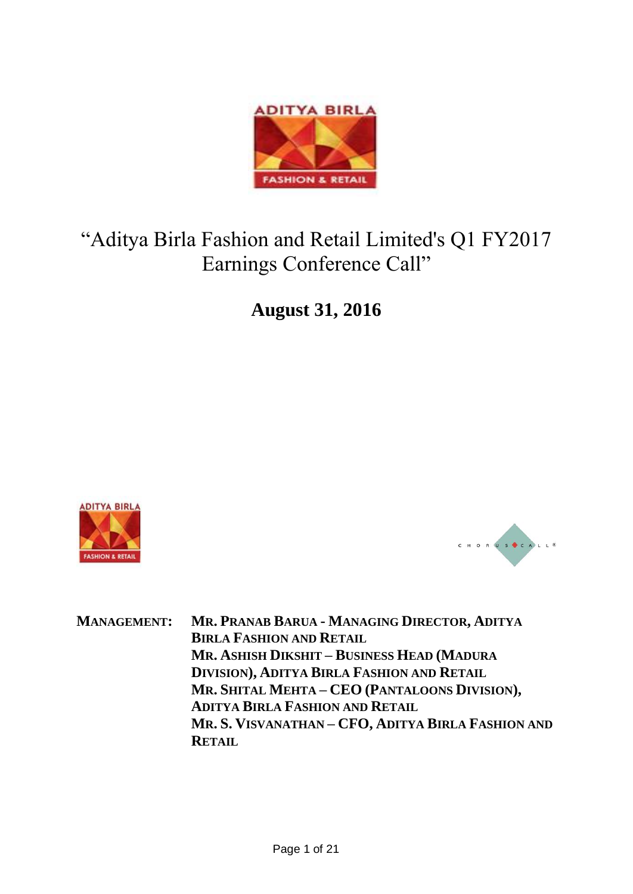# "Aditya Birla Fashion and Retail Limited's Q1 FY2017 Earnings Conference Call"

## August 31, 2016

**MANAGEMENT:**

**MR. PRANAB BARUA - MANAGING DIRECTOR, ADITYA BIRLA FASHION AND RETAIL**

**MR. ASHISH DIKSHIT – BUSINESS HEAD (MADURA DIVISION), ADITYA BIRLA FASHION AND RETAIL**

**MR. SHITAL MEHTA – CEO (PANTALOONS DIVISION), ADITYA BIRLA FASHION AND RETAIL**

**MR. S. VISVANATHAN – CFO, ADITYA BIRLA FASHION AND RETAIL**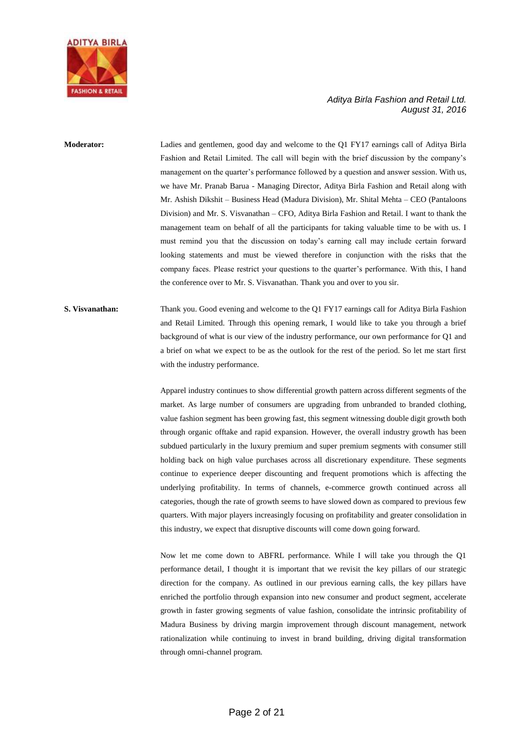**Moderator:** Ladies and gentlemen, good day and welcome to the Q1 FY17 earnings call of Aditya Birla Fashion and Retail Limited. The call will begin with the brief discussion by the company's management on the quarter's performance followed by a question and answer session. With us, we have Mr. Pranab Barua - Managing Director, Aditya Birla Fashion and Retail along with Mr. Ashish Dikshit – Business Head (Madura Division), Mr. Shital Mehta – CEO (Pantaloons Division) and Mr. S. Visvanathan – CFO, Aditya Birla Fashion and Retail. I want to thank the management team on behalf of all the participants for taking valuable time to be with us. I must remind you that the discussion on today's earning call may include certain forward looking statements and must be viewed therefore in conjunction with the risks that the company faces. Please restrict your questions to the quarter's performance. With this, I hand the conference over to Mr. S. Visvanathan. Thank you and over to you sir.

**S. Visvanathan:** Thank you. Good evening and welcome to the Q1 FY17 earnings call for Aditya Birla Fashion and Retail Limited. Through this opening remark, I would like to take you through a brief background of what is our view of the industry performance, our own performance for Q1 and a brief on what we expect to be as the outlook for the rest of the period. So let me start first with the industry performance.

Apparel industry continues to show differential growth pattern across different segments of the market. As large number of consumers are upgrading from unbranded to branded clothing, value fashion segment has been growing fast, this segment witnessing double digit growth both through organic offtake and rapid expansion. However, the overall industry growth has been subdued particularly in the luxury premium and super premium segments with consumer still holding back on high value purchases across all discretionary expenditure. These segments continue to experience deeper discounting and frequent promotions which is affecting the underlying profitability. In terms of channels, e-commerce growth continued across all categories, though the rate of growth seems to have slowed down as compared to previous few quarters. With major players increasingly focusing on profitability and greater consolidation in this industry, we expect that disruptive discounts will come down going forward.

Now let me come down to ABFRL performance. While I will take you through the Q1 performance detail, I thought it is important that we revisit the key pillars of our strategic direction for the company. As outlined in our previous earning calls, the key pillars have enriched the portfolio through expansion into new consumer and product segment, accelerate growth in faster growing segments of value fashion, consolidate the intrinsic profitability of Madura Business by driving margin improvement through discount management, network rationalization while continuing to invest in brand building, driving digital transformation through omni-channel program.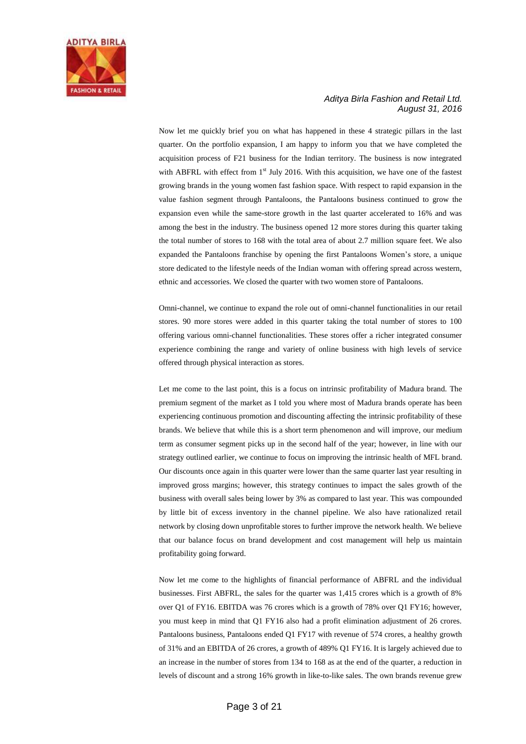Now let me quickly brief you on what has happened in these 4 strategic pillars in the last quarter. On the portfolio expansion, I am happy to inform you that we have completed the acquisition process of F21 business for the Indian territory. The business is now integrated with ABFRL with effect from 1st July 2016. With this acquisition, we have one of the fastest growing brands in the young women fast fashion space. With respect to rapid expansion in the value fashion segment through Pantaloons, the Pantaloons business continued to grow the expansion even while the same-store growth in the last quarter accelerated to 16% and was among the best in the industry. The business opened 12 more stores during this quarter taking the total number of stores to 168 with the total area of about 2.7 million square feet. We also expanded the Pantaloons franchise by opening the first Pantaloons Women's store, a unique store dedicated to the lifestyle needs of the Indian woman with offering spread across western, ethnic and accessories. We closed the quarter with two women store of Pantaloons.

Omni-channel, we continue to expand the role out of omni-channel functionalities in our retail stores. 90 more stores were added in this quarter taking the total number of stores to 100 offering various omni-channel functionalities. These stores offer a richer integrated consumer experience combining the range and variety of online business with high levels of service offered through physical interaction as stores.

Let me come to the last point, this is a focus on intrinsic profitability of Madura brand. The premium segment of the market as I told you where most of Madura brands operate has been experiencing continuous promotion and discounting affecting the intrinsic profitability of these brands. We believe that while this is a short term phenomenon and will improve, our medium term as consumer segment picks up in the second half of the year; however, in line with our strategy outlined earlier, we continue to focus on improving the intrinsic health of MFL brand. Our discounts once again in this quarter were lower than the same quarter last year resulting in improved gross margins; however, this strategy continues to impact the sales growth of the business with overall sales being lower by 3% as compared to last year. This was compounded by little bit of excess inventory in the channel pipeline. We also have rationalized retail network by closing down unprofitable stores to further improve the network health. We believe that our balance focus on brand development and cost management will help us maintain profitability going forward.

Now let me come to the highlights of financial performance of ABFRL and the individual businesses. First ABFRL, the sales for the quarter was 1,415 crores which is a growth of 8% over Q1 of FY16. EBITDA was 76 crores which is a growth of 78% over Q1 FY16; however, you must keep in mind that Q1 FY16 also had a profit elimination adjustment of 26 crores. Pantaloons business, Pantaloons ended Q1 FY17 with revenue of 574 crores, a healthy growth of 31% and an EBITDA of 26 crores, a growth of 489% Q1 FY16. It is largely achieved due to an increase in the number of stores from 134 to 168 as at the end of the quarter, a reduction in levels of discount and a strong 16% growth in like-to-like sales. The own brands revenue grew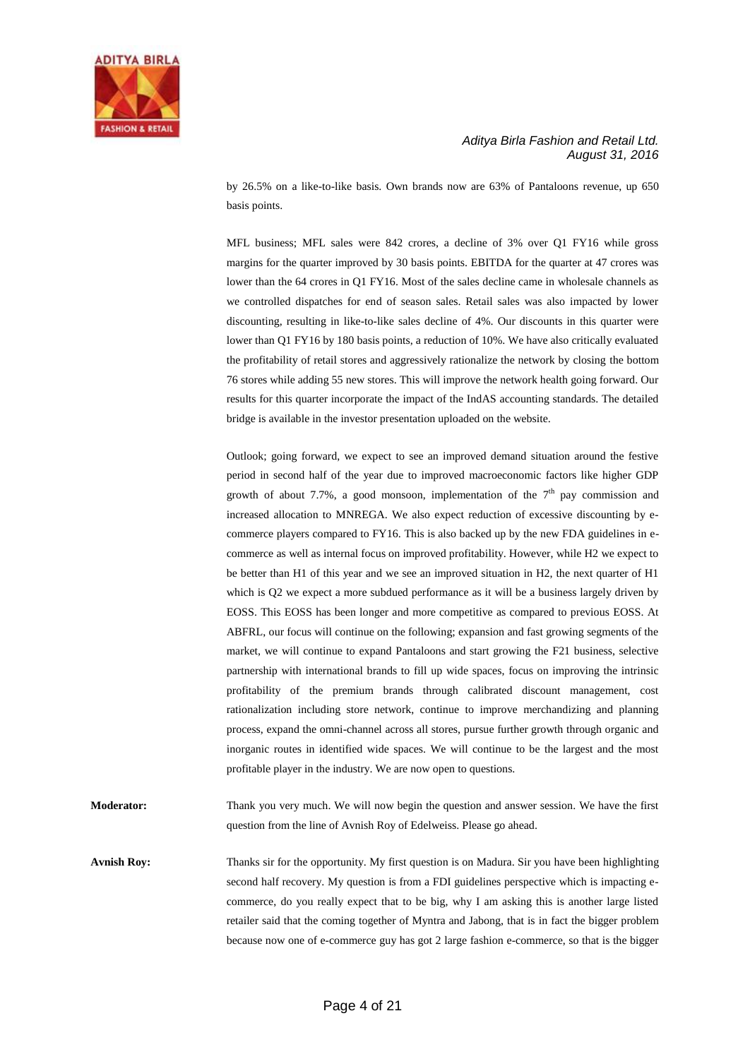by 26.5% on a like-to-like basis. Own brands now are 63% of Pantaloons revenue, up 650 basis points.

MFL business; MFL sales were 842 crores, a decline of 3% over Q1 FY16 while gross margins for the quarter improved by 30 basis points. EBITDA for the quarter at 47 crores was lower than the 64 crores in Q1 FY16. Most of the sales decline came in wholesale channels as we controlled dispatches for end of season sales. Retail sales was also impacted by lower discounting, resulting in like-to-like sales decline of 4%. Our discounts in this quarter were lower than Q1 FY16 by 180 basis points, a reduction of 10%. We have also critically evaluated the profitability of retail stores and aggressively rationalize the network by closing the bottom 76 stores while adding 55 new stores. This will improve the network health going forward. Our results for this quarter incorporate the impact of the IndAS accounting standards. The detailed bridge is available in the investor presentation uploaded on the website.

Outlook; going forward, we expect to see an improved demand situation around the festive period in second half of the year due to improved macroeconomic factors like higher GDP growth of about 7.7%, a good monsoon, implementation of the 7th pay commission and increased allocation to MNREGA. We also expect reduction of excessive discounting by e-commerce players compared to FY16. This is also backed up by the new FDA guidelines in e-commerce as well as internal focus on improved profitability. However, while H2 we expect to be better than H1 of this year and we see an improved situation in H2, the next quarter of H1 which is Q2 we expect a more subdued performance as it will be a business largely driven by EOSS. This EOSS has been longer and more competitive as compared to previous EOSS. At ABFRL, our focus will continue on the following; expansion and fast growing segments of the market, we will continue to expand Pantaloons and start growing the F21 business, selective partnership with international brands to fill up wide spaces, focus on improving the intrinsic profitability of the premium brands through calibrated discount management, cost rationalization including store network, continue to improve merchandizing and planning process, expand the omni-channel across all stores, pursue further growth through organic and inorganic routes in identified wide spaces. We will continue to be the largest and the most profitable player in the industry. We are now open to questions.

**Moderator:** Thank you very much. We will now begin the question and answer session. We have the first question from the line of Avnish Roy of Edelweiss. Please go ahead.

**Avnish Roy:** Thanks sir for the opportunity. My first question is on Madura. Sir you have been highlighting second half recovery. My question is from a FDI guidelines perspective which is impacting e-commerce, do you really expect that to be big, why I am asking this is another large listed retailer said that the coming together of Myntra and Jabong, that is in fact the bigger problem because now one of e-commerce guy has got 2 large fashion e-commerce, so that is the bigger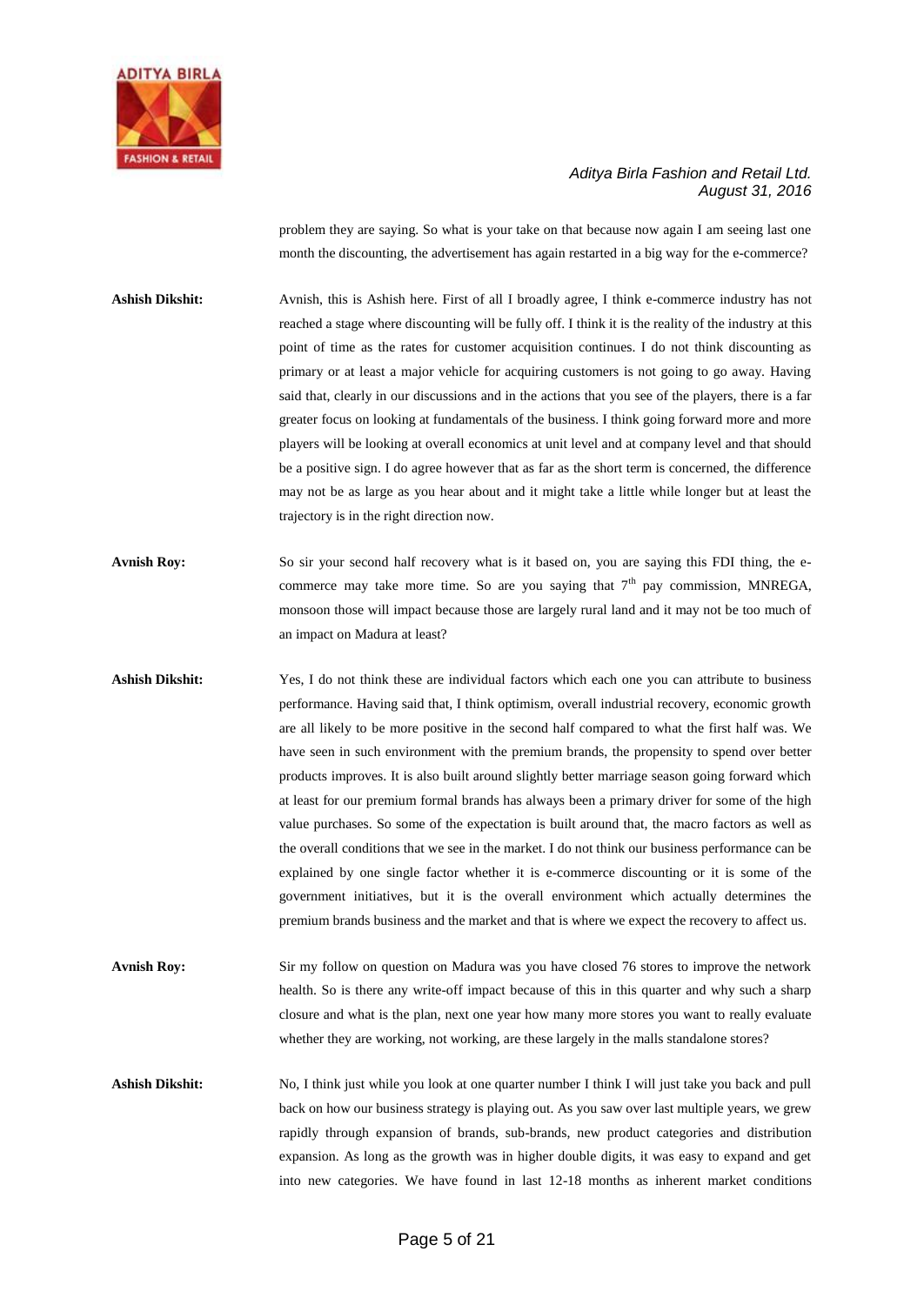problem they are saying. So what is your take on that because now again I am seeing last one month the discounting, the advertisement has again restarted in a big way for the e-commerce?

**Ashish Dikshit:** Avnish, this is Ashish here. First of all I broadly agree, I think e-commerce industry has not reached a stage where discounting will be fully off. I think it is the reality of the industry at this point of time as the rates for customer acquisition continues. I do not think discounting as primary or at least a major vehicle for acquiring customers is not going to go away. Having said that, clearly in our discussions and in the actions that you see of the players, there is a far greater focus on looking at fundamentals of the business. I think going forward more and more players will be looking at overall economics at unit level and at company level and that should be a positive sign. I do agree however that as far as the short term is concerned, the difference may not be as large as you hear about and it might take a little while longer but at least the trajectory is in the right direction now.

**Avnish Roy:** So sir your second half recovery what is it based on, you are saying this FDI thing, the e-commerce may take more time. So are you saying that 7th pay commission, MNREGA, monsoon those will impact because those are largely rural land and it may not be too much of an impact on Madura at least?

**Ashish Dikshit:** Yes, I do not think these are individual factors which each one you can attribute to business performance. Having said that, I think optimism, overall industrial recovery, economic growth are all likely to be more positive in the second half compared to what the first half was. We have seen in such environment with the premium brands, the propensity to spend over better products improves. It is also built around slightly better marriage season going forward which at least for our premium formal brands has always been a primary driver for some of the high value purchases. So some of the expectation is built around that, the macro factors as well as the overall conditions that we see in the market. I do not think our business performance can be explained by one single factor whether it is e-commerce discounting or it is some of the government initiatives, but it is the overall environment which actually determines the premium brands business and the market and that is where we expect the recovery to affect us.

**Avnish Roy:** Sir my follow on question on Madura was you have closed 76 stores to improve the network health. So is there any write-off impact because of this in this quarter and why such a sharp closure and what is the plan, next one year how many more stores you want to really evaluate whether they are working, not working, are these largely in the malls standalone stores?

**Ashish Dikshit:** No, I think just while you look at one quarter number I think I will just take you back and pull back on how our business strategy is playing out. As you saw over last multiple years, we grew rapidly through expansion of brands, sub-brands, new product categories and distribution expansion. As long as the growth was in higher double digits, it was easy to expand and get into new categories. We have found in last 12-18 months as inherent market conditions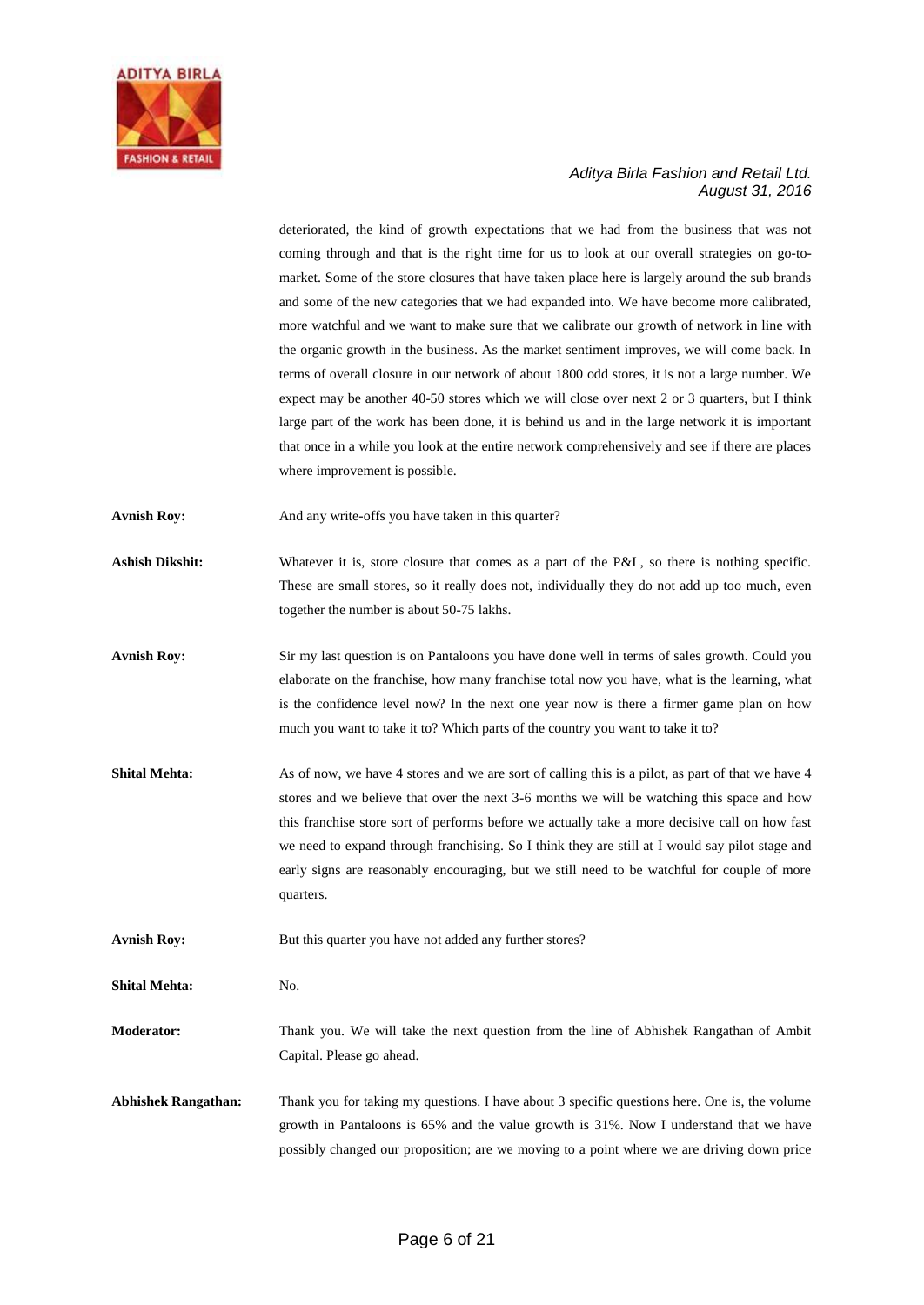deteriorated, the kind of growth expectations that we had from the business that was not coming through and that is the right time for us to look at our overall strategies on go-to-market. Some of the store closures that have taken place here is largely around the sub brands and some of the new categories that we had expanded into. We have become more calibrated, more watchful and we want to make sure that we calibrate our growth of network in line with the organic growth in the business. As the market sentiment improves, we will come back. In terms of overall closure in our network of about 1800 odd stores, it is not a large number. We expect may be another 40-50 stores which we will close over next 2 or 3 quarters, but I think large part of the work has been done, it is behind us and in the large network it is important that once in a while you look at the entire network comprehensively and see if there are places where improvement is possible.

**Avnish Roy:** And any write-offs you have taken in this quarter?

**Ashish Dikshit:** Whatever it is, store closure that comes as a part of the P&L, so there is nothing specific. These are small stores, so it really does not, individually they do not add up too much, even together the number is about 50-75 lakhs.

**Avnish Roy:** Sir my last question is on Pantaloons you have done well in terms of sales growth. Could you elaborate on the franchise, how many franchise total now you have, what is the learning, what is the confidence level now? In the next one year now is there a firmer game plan on how much you want to take it to? Which parts of the country you want to take it to?

**Shital Mehta:** As of now, we have 4 stores and we are sort of calling this is a pilot, as part of that we have 4 stores and we believe that over the next 3-6 months we will be watching this space and how this franchise store sort of performs before we actually take a more decisive call on how fast we need to expand through franchising. So I think they are still at I would say pilot stage and early signs are reasonably encouraging, but we still need to be watchful for couple of more quarters.

**Avnish Roy:** But this quarter you have not added any further stores?

**Shital Mehta:** No.

**Moderator:** Thank you. We will take the next question from the line of Abhishek Rangathan of Ambit Capital. Please go ahead.

**Abhishek Rangathan:** Thank you for taking my questions. I have about 3 specific questions here. One is, the volume growth in Pantaloons is 65% and the value growth is 31%. Now I understand that we have possibly changed our proposition; are we moving to a point where we are driving down price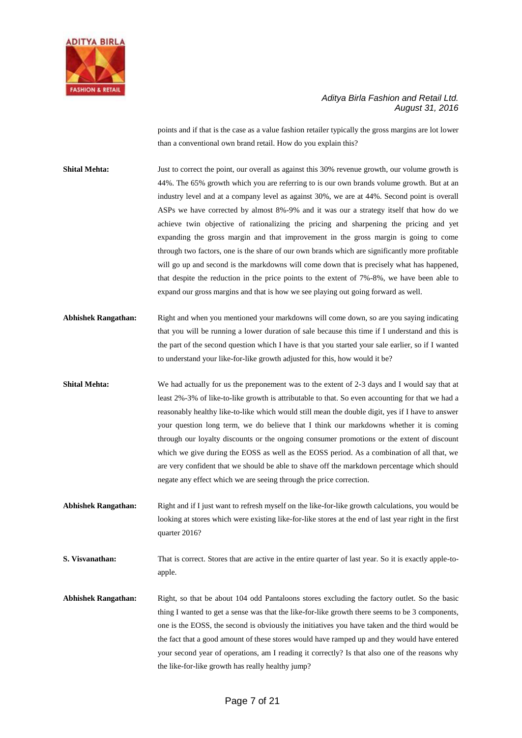points and if that is the case as a value fashion retailer typically the gross margins are lot lower than a conventional own brand retail. How do you explain this?

**Shital Mehta:** Just to correct the point, our overall as against this 30% revenue growth, our volume growth is 44%. The 65% growth which you are referring to is our own brands volume growth. But at an industry level and at a company level as against 30%, we are at 44%. Second point is overall ASPs we have corrected by almost 8%-9% and it was our a strategy itself that how do we achieve twin objective of rationalizing the pricing and sharpening the pricing and yet expanding the gross margin and that improvement in the gross margin is going to come through two factors, one is the share of our own brands which are significantly more profitable will go up and second is the markdowns will come down that is precisely what has happened, that despite the reduction in the price points to the extent of 7%-8%, we have been able to expand our gross margins and that is how we see playing out going forward as well.

**Abhishek Rangathan:** Right and when you mentioned your markdowns will come down, so are you saying indicating that you will be running a lower duration of sale because this time if I understand and this is the part of the second question which I have is that you started your sale earlier, so if I wanted to understand your like-for-like growth adjusted for this, how would it be?

**Shital Mehta:** We had actually for us the preponement was to the extent of 2-3 days and I would say that at least 2%-3% of like-to-like growth is attributable to that. So even accounting for that we had a reasonably healthy like-to-like which would still mean the double digit, yes if I have to answer your question long term, we do believe that I think our markdowns whether it is coming through our loyalty discounts or the ongoing consumer promotions or the extent of discount which we give during the EOSS as well as the EOSS period. As a combination of all that, we are very confident that we should be able to shave off the markdown percentage which should negate any effect which we are seeing through the price correction.

**Abhishek Rangathan:** Right and if I just want to refresh myself on the like-for-like growth calculations, you would be looking at stores which were existing like-for-like stores at the end of last year right in the first quarter 2016?

**S. Visvanathan:** That is correct. Stores that are active in the entire quarter of last year. So it is exactly apple-to-apple.

**Abhishek Rangathan:** Right, so that be about 104 odd Pantaloons stores excluding the factory outlet. So the basic thing I wanted to get a sense was that the like-for-like growth there seems to be 3 components, one is the EOSS, the second is obviously the initiatives you have taken and the third would be the fact that a good amount of these stores would have ramped up and they would have entered your second year of operations, am I reading it correctly? Is that also one of the reasons why the like-for-like growth has really healthy jump?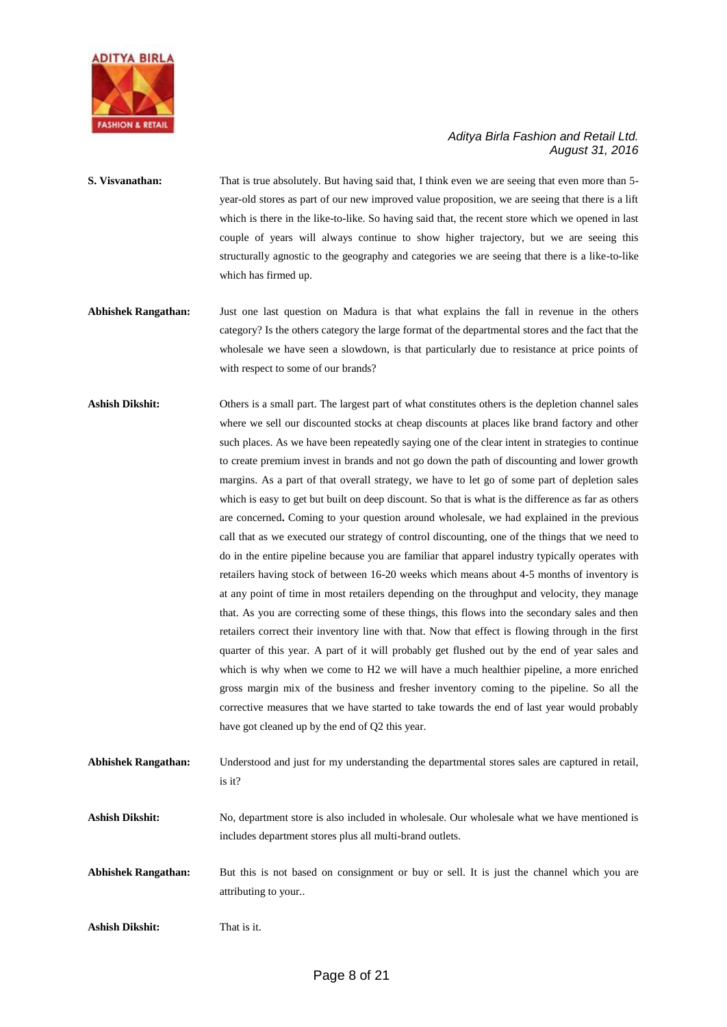**S. Visvanathan:** That is true absolutely. But having said that, I think even we are seeing that even more than 5-year-old stores as part of our new improved value proposition, we are seeing that there is a lift which is there in the like-to-like. So having said that, the recent store which we opened in last couple of years will always continue to show higher trajectory, but we are seeing this structurally agnostic to the geography and categories we are seeing that there is a like-to-like which has firmed up.

**Abhishek Rangathan:** Just one last question on Madura is that what explains the fall in revenue in the others category? Is the others category the large format of the departmental stores and the fact that the wholesale we have seen a slowdown, is that particularly due to resistance at price points of with respect to some of our brands?

**Ashish Dikshit:** Others is a small part. The largest part of what constitutes others is the depletion channel sales where we sell our discounted stocks at cheap discounts at places like brand factory and other such places. As we have been repeatedly saying one of the clear intent in strategies to continue to create premium invest in brands and not go down the path of discounting and lower growth margins. As a part of that overall strategy, we have to let go of some part of depletion sales which is easy to get but built on deep discount. So that is what is the difference as far as others are concerned**.** Coming to your question around wholesale, we had explained in the previous call that as we executed our strategy of control discounting, one of the things that we need to do in the entire pipeline because you are familiar that apparel industry typically operates with retailers having stock of between 16-20 weeks which means about 4-5 months of inventory is at any point of time in most retailers depending on the throughput and velocity, they manage that. As you are correcting some of these things, this flows into the secondary sales and then retailers correct their inventory line with that. Now that effect is flowing through in the first quarter of this year. A part of it will probably get flushed out by the end of year sales and which is why when we come to H2 we will have a much healthier pipeline, a more enriched gross margin mix of the business and fresher inventory coming to the pipeline. So all the corrective measures that we have started to take towards the end of last year would probably have got cleaned up by the end of Q2 this year.

**Abhishek Rangathan:** Understood and just for my understanding the departmental stores sales are captured in retail, is it?

**Ashish Dikshit:** No, department store is also included in wholesale. Our wholesale what we have mentioned is includes department stores plus all multi-brand outlets.

**Abhishek Rangathan:** But this is not based on consignment or buy or sell. It is just the channel which you are attributing to your..

**Ashish Dikshit:** That is it.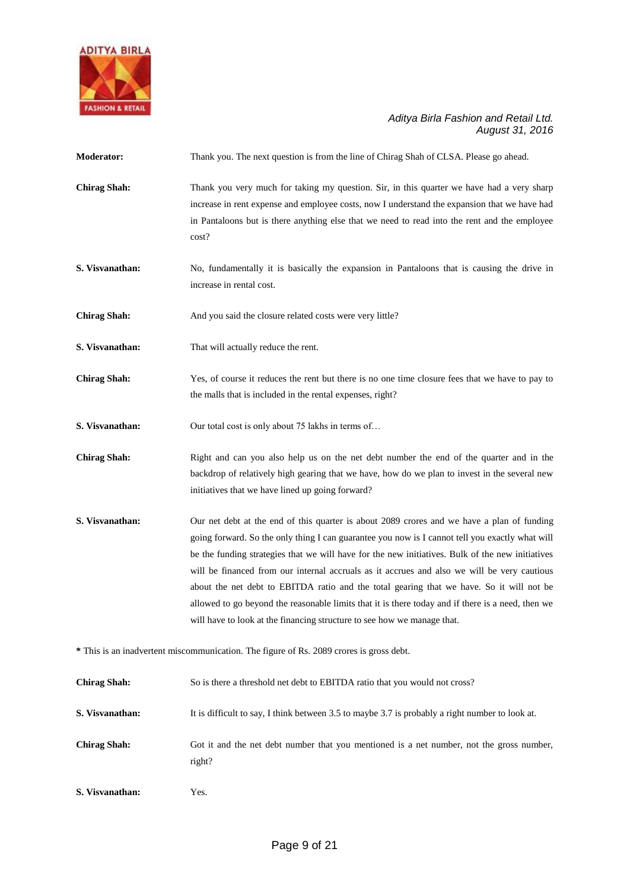**Moderator:** Thank you. The next question is from the line of Chirag Shah of CLSA. Please go ahead.

**Chirag Shah:** Thank you very much for taking my question. Sir, in this quarter we have had a very sharp increase in rent expense and employee costs, now I understand the expansion that we have had in Pantaloons but is there anything else that we need to read into the rent and the employee cost?

**S. Visvanathan:** No, fundamentally it is basically the expansion in Pantaloons that is causing the drive in increase in rental cost.

**Chirag Shah:** And you said the closure related costs were very little?

**S. Visvanathan:** That will actually reduce the rent.

**Chirag Shah:** Yes, of course it reduces the rent but there is no one time closure fees that we have to pay to the malls that is included in the rental expenses, right?

**S. Visvanathan:** Our total cost is only about 75 lakhs in terms of…

**Chirag Shah:** Right and can you also help us on the net debt number the end of the quarter and in the backdrop of relatively high gearing that we have, how do we plan to invest in the several new initiatives that we have lined up going forward?

**S. Visvanathan:** Our net debt at the end of this quarter is about 2089 crores and we have a plan of funding going forward. So the only thing I can guarantee you now is I cannot tell you exactly what will be the funding strategies that we will have for the new initiatives. Bulk of the new initiatives will be financed from our internal accruals as it accrues and also we will be very cautious about the net debt to EBITDA ratio and the total gearing that we have. So it will not be allowed to go beyond the reasonable limits that it is there today and if there is a need, then we will have to look at the financing structure to see how we manage that.

**\*** This is an inadvertent miscommunication. The figure of Rs. 2089 crores is gross debt.

**Chirag Shah:** So is there a threshold net debt to EBITDA ratio that you would not cross?

**S. Visvanathan:** It is difficult to say, I think between 3.5 to maybe 3.7 is probably a right number to look at.

**Chirag Shah:** Got it and the net debt number that you mentioned is a net number, not the gross number, right?

**S. Visvanathan:** Yes.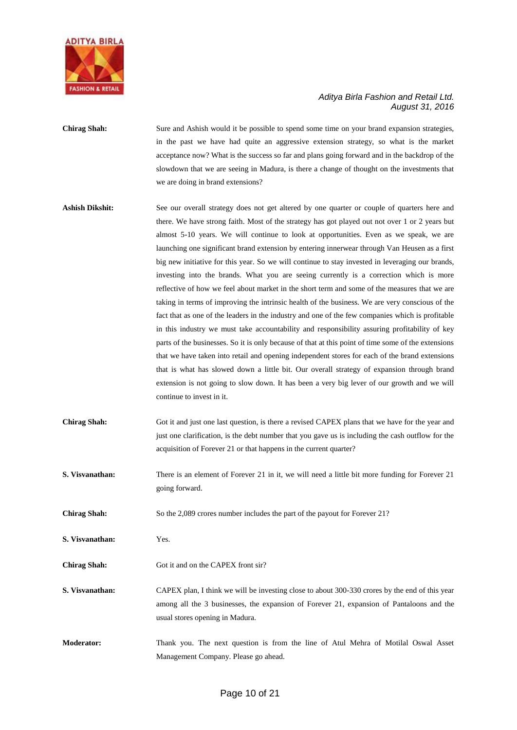**Chirag Shah:** Sure and Ashish would it be possible to spend some time on your brand expansion strategies, in the past we have had quite an aggressive extension strategy, so what is the market acceptance now? What is the success so far and plans going forward and in the backdrop of the slowdown that we are seeing in Madura, is there a change of thought on the investments that we are doing in brand extensions?

**Ashish Dikshit:** See our overall strategy does not get altered by one quarter or couple of quarters here and there. We have strong faith. Most of the strategy has got played out not over 1 or 2 years but almost 5-10 years. We will continue to look at opportunities. Even as we speak, we are launching one significant brand extension by entering innerwear through Van Heusen as a first big new initiative for this year. So we will continue to stay invested in leveraging our brands, investing into the brands. What you are seeing currently is a correction which is more reflective of how we feel about market in the short term and some of the measures that we are taking in terms of improving the intrinsic health of the business. We are very conscious of the fact that as one of the leaders in the industry and one of the few companies which is profitable in this industry we must take accountability and responsibility assuring profitability of key parts of the businesses. So it is only because of that at this point of time some of the extensions that we have taken into retail and opening independent stores for each of the brand extensions that is what has slowed down a little bit. Our overall strategy of expansion through brand extension is not going to slow down. It has been a very big lever of our growth and we will continue to invest in it.

**Chirag Shah:** Got it and just one last question, is there a revised CAPEX plans that we have for the year and just one clarification, is the debt number that you gave us is including the cash outflow for the acquisition of Forever 21 or that happens in the current quarter?

**S. Visvanathan:** There is an element of Forever 21 in it, we will need a little bit more funding for Forever 21 going forward.

**Chirag Shah:** So the 2,089 crores number includes the part of the payout for Forever 21?

**S. Visvanathan:** Yes.

**Chirag Shah:** Got it and on the CAPEX front sir?

**S. Visvanathan:** CAPEX plan, I think we will be investing close to about 300-330 crores by the end of this year among all the 3 businesses, the expansion of Forever 21, expansion of Pantaloons and the usual stores opening in Madura.

**Moderator:** Thank you. The next question is from the line of Atul Mehra of Motilal Oswal Asset Management Company. Please go ahead.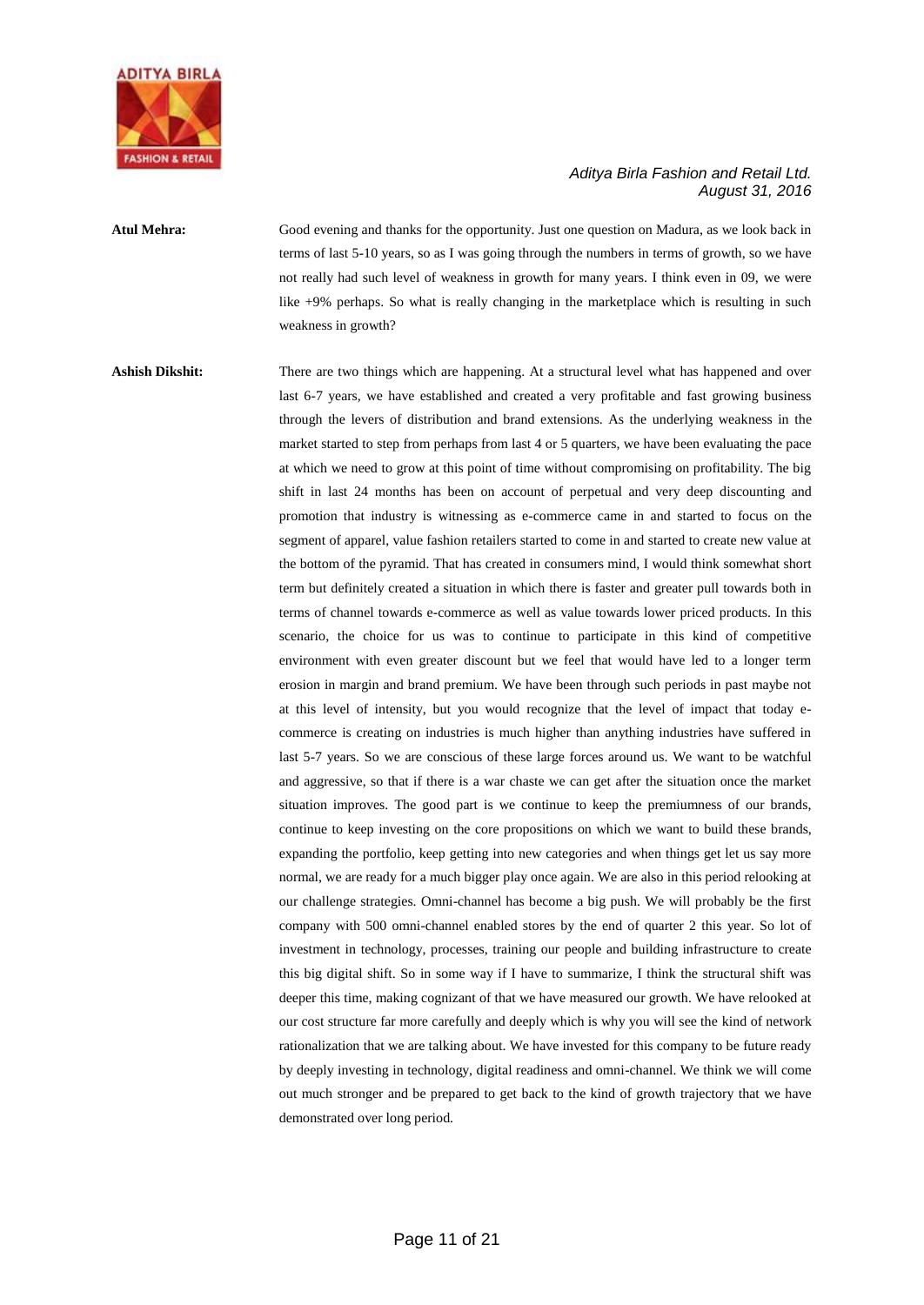**Atul Mehra:** Good evening and thanks for the opportunity. Just one question on Madura, as we look back in terms of last 5-10 years, so as I was going through the numbers in terms of growth, so we have not really had such level of weakness in growth for many years. I think even in 09, we were like +9% perhaps. So what is really changing in the marketplace which is resulting in such weakness in growth?

**Ashish Dikshit:** There are two things which are happening. At a structural level what has happened and over last 6-7 years, we have established and created a very profitable and fast growing business through the levers of distribution and brand extensions. As the underlying weakness in the market started to step from perhaps from last 4 or 5 quarters, we have been evaluating the pace at which we need to grow at this point of time without compromising on profitability. The big shift in last 24 months has been on account of perpetual and very deep discounting and promotion that industry is witnessing as e-commerce came in and started to focus on the segment of apparel, value fashion retailers started to come in and started to create new value at the bottom of the pyramid. That has created in consumers mind, I would think somewhat short term but definitely created a situation in which there is faster and greater pull towards both in terms of channel towards e-commerce as well as value towards lower priced products. In this scenario, the choice for us was to continue to participate in this kind of competitive environment with even greater discount but we feel that would have led to a longer term erosion in margin and brand premium. We have been through such periods in past maybe not at this level of intensity, but you would recognize that the level of impact that today e-commerce is creating on industries is much higher than anything industries have suffered in last 5-7 years. So we are conscious of these large forces around us. We want to be watchful and aggressive, so that if there is a war chaste we can get after the situation once the market situation improves. The good part is we continue to keep the premiumness of our brands, continue to keep investing on the core propositions on which we want to build these brands, expanding the portfolio, keep getting into new categories and when things get let us say more normal, we are ready for a much bigger play once again. We are also in this period relooking at our challenge strategies. Omni-channel has become a big push. We will probably be the first company with 500 omni-channel enabled stores by the end of quarter 2 this year. So lot of investment in technology, processes, training our people and building infrastructure to create this big digital shift. So in some way if I have to summarize, I think the structural shift was deeper this time, making cognizant of that we have measured our growth. We have relooked at our cost structure far more carefully and deeply which is why you will see the kind of network rationalization that we are talking about. We have invested for this company to be future ready by deeply investing in technology, digital readiness and omni-channel. We think we will come out much stronger and be prepared to get back to the kind of growth trajectory that we have demonstrated over long period.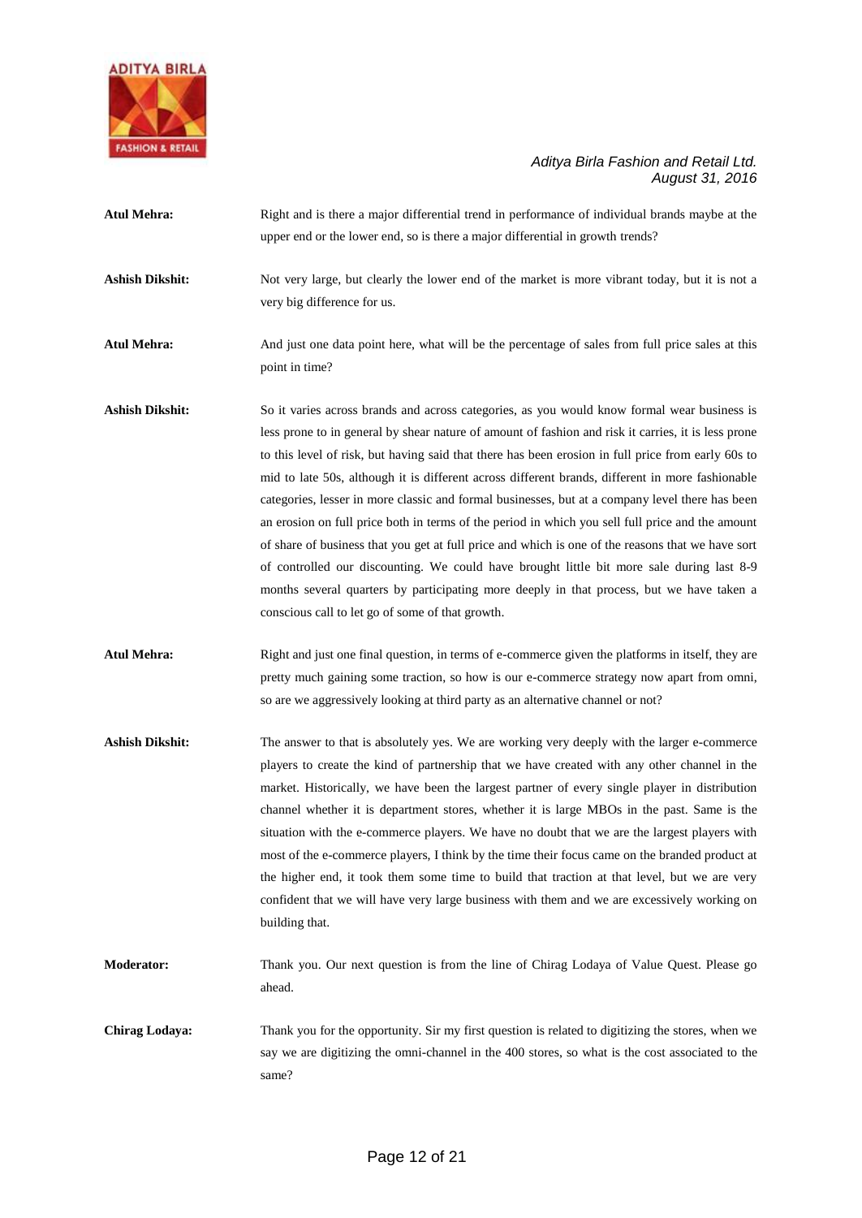**Atul Mehra:** Right and is there a major differential trend in performance of individual brands maybe at the upper end or the lower end, so is there a major differential in growth trends?

**Ashish Dikshit:** Not very large, but clearly the lower end of the market is more vibrant today, but it is not a very big difference for us.

**Atul Mehra:** And just one data point here, what will be the percentage of sales from full price sales at this point in time?

**Ashish Dikshit:** So it varies across brands and across categories, as you would know formal wear business is less prone to in general by shear nature of amount of fashion and risk it carries, it is less prone to this level of risk, but having said that there has been erosion in full price from early 60s to mid to late 50s, although it is different across different brands, different in more fashionable categories, lesser in more classic and formal businesses, but at a company level there has been an erosion on full price both in terms of the period in which you sell full price and the amount of share of business that you get at full price and which is one of the reasons that we have sort of controlled our discounting. We could have brought little bit more sale during last 8-9 months several quarters by participating more deeply in that process, but we have taken a conscious call to let go of some of that growth.

**Atul Mehra:** Right and just one final question, in terms of e-commerce given the platforms in itself, they are pretty much gaining some traction, so how is our e-commerce strategy now apart from omni, so are we aggressively looking at third party as an alternative channel or not?

**Ashish Dikshit:** The answer to that is absolutely yes. We are working very deeply with the larger e-commerce players to create the kind of partnership that we have created with any other channel in the market. Historically, we have been the largest partner of every single player in distribution channel whether it is department stores, whether it is large MBOs in the past. Same is the situation with the e-commerce players. We have no doubt that we are the largest players with most of the e-commerce players, I think by the time their focus came on the branded product at the higher end, it took them some time to build that traction at that level, but we are very confident that we will have very large business with them and we are excessively working on building that.

**Moderator:** Thank you. Our next question is from the line of Chirag Lodaya of Value Quest. Please go ahead.

**Chirag Lodaya:** Thank you for the opportunity. Sir my first question is related to digitizing the stores, when we say we are digitizing the omni-channel in the 400 stores, so what is the cost associated to the same?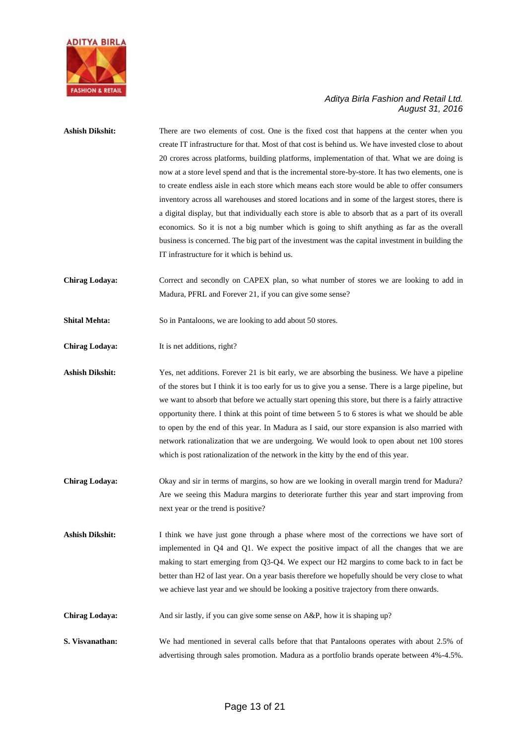**Ashish Dikshit:** There are two elements of cost. One is the fixed cost that happens at the center when you create IT infrastructure for that. Most of that cost is behind us. We have invested close to about 20 crores across platforms, building platforms, implementation of that. What we are doing is now at a store level spend and that is the incremental store-by-store. It has two elements, one is to create endless aisle in each store which means each store would be able to offer consumers inventory across all warehouses and stored locations and in some of the largest stores, there is a digital display, but that individually each store is able to absorb that as a part of its overall economics. So it is not a big number which is going to shift anything as far as the overall business is concerned. The big part of the investment was the capital investment in building the IT infrastructure for it which is behind us.

**Chirag Lodaya:** Correct and secondly on CAPEX plan, so what number of stores we are looking to add in Madura, PFRL and Forever 21, if you can give some sense?

**Shital Mehta:** So in Pantaloons, we are looking to add about 50 stores.

**Chirag Lodaya:** It is net additions, right?

**Ashish Dikshit:** Yes, net additions. Forever 21 is bit early, we are absorbing the business. We have a pipeline of the stores but I think it is too early for us to give you a sense. There is a large pipeline, but we want to absorb that before we actually start opening this store, but there is a fairly attractive opportunity there. I think at this point of time between 5 to 6 stores is what we should be able to open by the end of this year. In Madura as I said, our store expansion is also married with network rationalization that we are undergoing. We would look to open about net 100 stores which is post rationalization of the network in the kitty by the end of this year.

**Chirag Lodaya:** Okay and sir in terms of margins, so how are we looking in overall margin trend for Madura? Are we seeing this Madura margins to deteriorate further this year and start improving from next year or the trend is positive?

**Ashish Dikshit:** I think we have just gone through a phase where most of the corrections we have sort of implemented in Q4 and Q1. We expect the positive impact of all the changes that we are making to start emerging from Q3-Q4. We expect our H2 margins to come back to in fact be better than H2 of last year. On a year basis therefore we hopefully should be very close to what we achieve last year and we should be looking a positive trajectory from there onwards.

**Chirag Lodaya:** And sir lastly, if you can give some sense on A&P, how it is shaping up?

**S. Visvanathan:** We had mentioned in several calls before that that Pantaloons operates with about 2.5% of advertising through sales promotion. Madura as a portfolio brands operate between 4%-4.5%.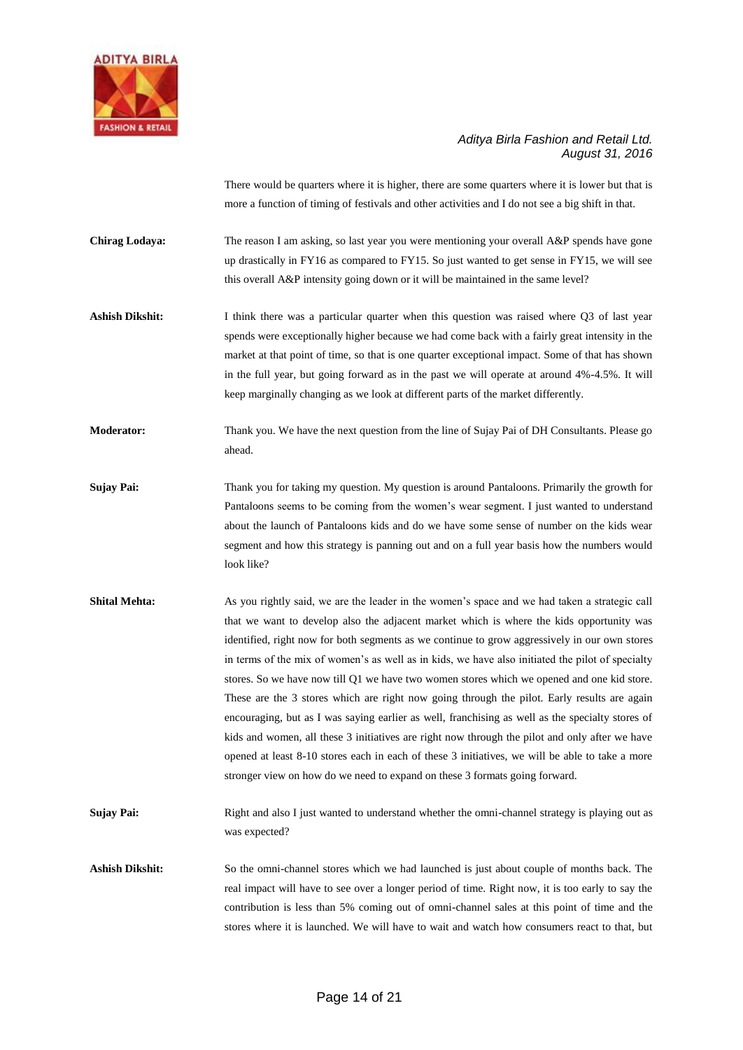There would be quarters where it is higher, there are some quarters where it is lower but that is more a function of timing of festivals and other activities and I do not see a big shift in that.

**Chirag Lodaya:** The reason I am asking, so last year you were mentioning your overall A&P spends have gone up drastically in FY16 as compared to FY15. So just wanted to get sense in FY15, we will see this overall A&P intensity going down or it will be maintained in the same level?

**Ashish Dikshit:** I think there was a particular quarter when this question was raised where Q3 of last year spends were exceptionally higher because we had come back with a fairly great intensity in the market at that point of time, so that is one quarter exceptional impact. Some of that has shown in the full year, but going forward as in the past we will operate at around 4%-4.5%. It will keep marginally changing as we look at different parts of the market differently.

**Moderator:** Thank you. We have the next question from the line of Sujay Pai of DH Consultants. Please go ahead.

**Sujay Pai:** Thank you for taking my question. My question is around Pantaloons. Primarily the growth for Pantaloons seems to be coming from the women's wear segment. I just wanted to understand about the launch of Pantaloons kids and do we have some sense of number on the kids wear segment and how this strategy is panning out and on a full year basis how the numbers would look like?

**Shital Mehta:** As you rightly said, we are the leader in the women's space and we had taken a strategic call that we want to develop also the adjacent market which is where the kids opportunity was identified, right now for both segments as we continue to grow aggressively in our own stores in terms of the mix of women's as well as in kids, we have also initiated the pilot of specialty stores. So we have now till Q1 we have two women stores which we opened and one kid store. These are the 3 stores which are right now going through the pilot. Early results are again encouraging, but as I was saying earlier as well, franchising as well as the specialty stores of kids and women, all these 3 initiatives are right now through the pilot and only after we have opened at least 8-10 stores each in each of these 3 initiatives, we will be able to take a more stronger view on how do we need to expand on these 3 formats going forward.

**Sujay Pai:** Right and also I just wanted to understand whether the omni-channel strategy is playing out as was expected?

**Ashish Dikshit:** So the omni-channel stores which we had launched is just about couple of months back. The real impact will have to see over a longer period of time. Right now, it is too early to say the contribution is less than 5% coming out of omni-channel sales at this point of time and the stores where it is launched. We will have to wait and watch how consumers react to that, but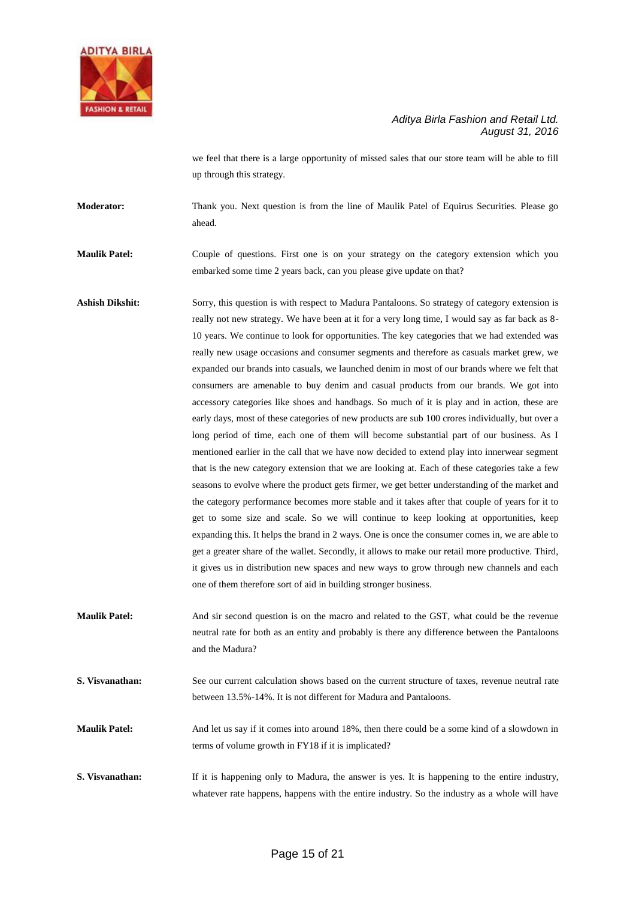we feel that there is a large opportunity of missed sales that our store team will be able to fill up through this strategy.

**Moderator:** Thank you. Next question is from the line of Maulik Patel of Equirus Securities. Please go ahead.

**Maulik Patel:** Couple of questions. First one is on your strategy on the category extension which you embarked some time 2 years back, can you please give update on that?

**Ashish Dikshit:** Sorry, this question is with respect to Madura Pantaloons. So strategy of category extension is really not new strategy. We have been at it for a very long time, I would say as far back as 8-10 years. We continue to look for opportunities. The key categories that we had extended was really new usage occasions and consumer segments and therefore as casuals market grew, we expanded our brands into casuals, we launched denim in most of our brands where we felt that consumers are amenable to buy denim and casual products from our brands. We got into accessory categories like shoes and handbags. So much of it is play and in action, these are early days, most of these categories of new products are sub 100 crores individually, but over a long period of time, each one of them will become substantial part of our business. As I mentioned earlier in the call that we have now decided to extend play into innerwear segment that is the new category extension that we are looking at. Each of these categories take a few seasons to evolve where the product gets firmer, we get better understanding of the market and the category performance becomes more stable and it takes after that couple of years for it to get to some size and scale. So we will continue to keep looking at opportunities, keep expanding this. It helps the brand in 2 ways. One is once the consumer comes in, we are able to get a greater share of the wallet. Secondly, it allows to make our retail more productive. Third, it gives us in distribution new spaces and new ways to grow through new channels and each one of them therefore sort of aid in building stronger business.

**Maulik Patel:** And sir second question is on the macro and related to the GST, what could be the revenue neutral rate for both as an entity and probably is there any difference between the Pantaloons and the Madura?

**S. Visvanathan:** See our current calculation shows based on the current structure of taxes, revenue neutral rate between 13.5%-14%. It is not different for Madura and Pantaloons.

**Maulik Patel:** And let us say if it comes into around 18%, then there could be a some kind of a slowdown in terms of volume growth in FY18 if it is implicated?

**S. Visvanathan:** If it is happening only to Madura, the answer is yes. It is happening to the entire industry, whatever rate happens, happens with the entire industry. So the industry as a whole will have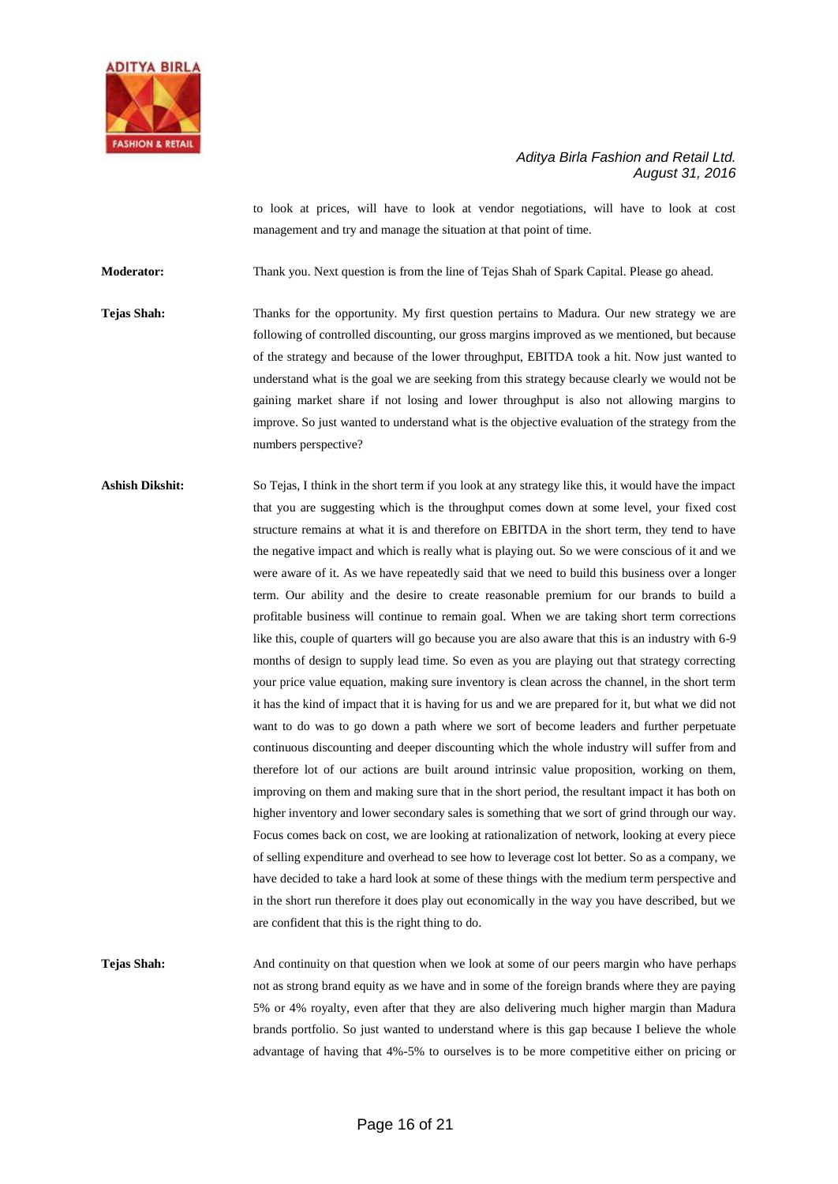to look at prices, will have to look at vendor negotiations, will have to look at cost management and try and manage the situation at that point of time.

**Moderator:** Thank you. Next question is from the line of Tejas Shah of Spark Capital. Please go ahead.

**Tejas Shah:** Thanks for the opportunity. My first question pertains to Madura. Our new strategy we are following of controlled discounting, our gross margins improved as we mentioned, but because of the strategy and because of the lower throughput, EBITDA took a hit. Now just wanted to understand what is the goal we are seeking from this strategy because clearly we would not be gaining market share if not losing and lower throughput is also not allowing margins to improve. So just wanted to understand what is the objective evaluation of the strategy from the numbers perspective?

**Ashish Dikshit:** So Tejas, I think in the short term if you look at any strategy like this, it would have the impact that you are suggesting which is the throughput comes down at some level, your fixed cost structure remains at what it is and therefore on EBITDA in the short term, they tend to have the negative impact and which is really what is playing out. So we were conscious of it and we were aware of it. As we have repeatedly said that we need to build this business over a longer term. Our ability and the desire to create reasonable premium for our brands to build a profitable business will continue to remain goal. When we are taking short term corrections like this, couple of quarters will go because you are also aware that this is an industry with 6-9 months of design to supply lead time. So even as you are playing out that strategy correcting your price value equation, making sure inventory is clean across the channel, in the short term it has the kind of impact that it is having for us and we are prepared for it, but what we did not want to do was to go down a path where we sort of become leaders and further perpetuate continuous discounting and deeper discounting which the whole industry will suffer from and therefore lot of our actions are built around intrinsic value proposition, working on them, improving on them and making sure that in the short period, the resultant impact it has both on higher inventory and lower secondary sales is something that we sort of grind through our way. Focus comes back on cost, we are looking at rationalization of network, looking at every piece of selling expenditure and overhead to see how to leverage cost lot better. So as a company, we have decided to take a hard look at some of these things with the medium term perspective and in the short run therefore it does play out economically in the way you have described, but we are confident that this is the right thing to do.

**Tejas Shah:** And continuity on that question when we look at some of our peers margin who have perhaps not as strong brand equity as we have and in some of the foreign brands where they are paying 5% or 4% royalty, even after that they are also delivering much higher margin than Madura brands portfolio. So just wanted to understand where is this gap because I believe the whole advantage of having that 4%-5% to ourselves is to be more competitive either on pricing or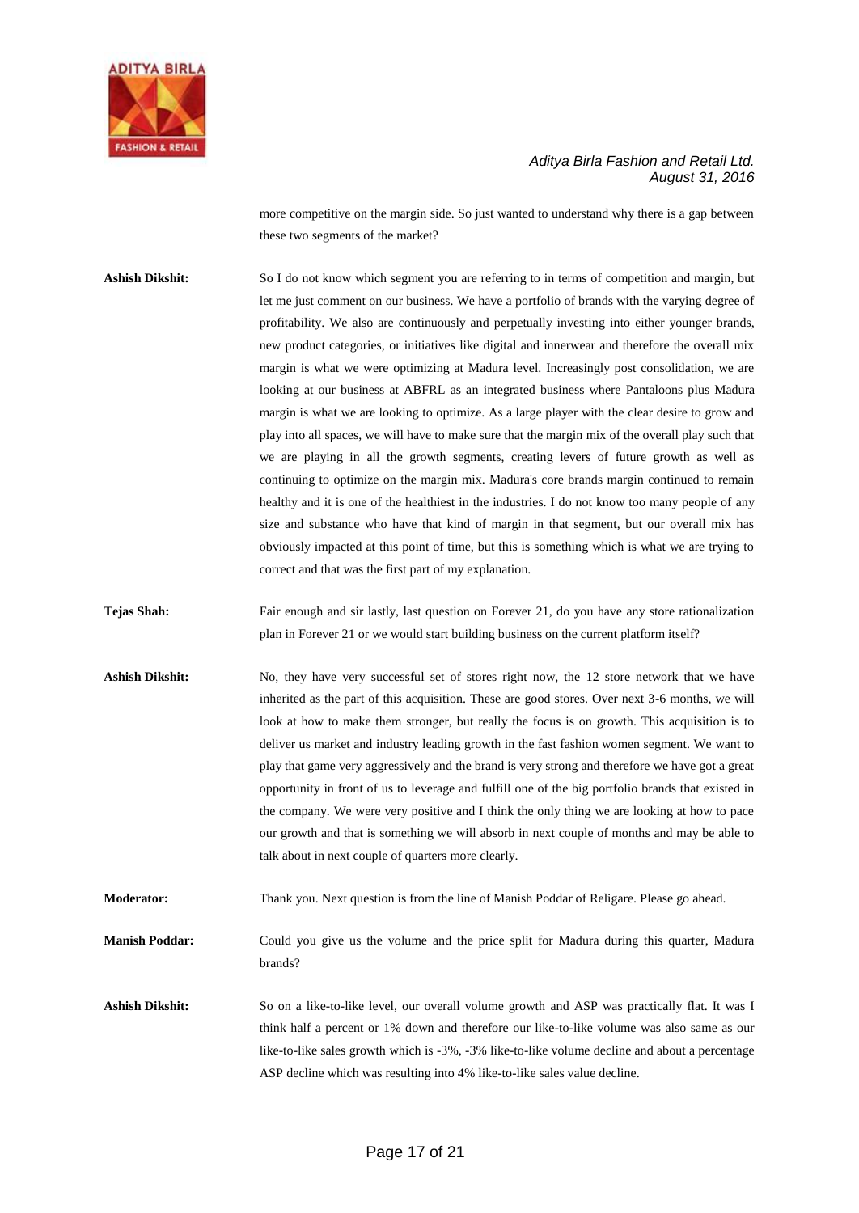more competitive on the margin side. So just wanted to understand why there is a gap between these two segments of the market?

**Ashish Dikshit:** So I do not know which segment you are referring to in terms of competition and margin, but let me just comment on our business. We have a portfolio of brands with the varying degree of profitability. We also are continuously and perpetually investing into either younger brands, new product categories, or initiatives like digital and innerwear and therefore the overall mix margin is what we were optimizing at Madura level. Increasingly post consolidation, we are looking at our business at ABFRL as an integrated business where Pantaloons plus Madura margin is what we are looking to optimize. As a large player with the clear desire to grow and play into all spaces, we will have to make sure that the margin mix of the overall play such that we are playing in all the growth segments, creating levers of future growth as well as continuing to optimize on the margin mix. Madura's core brands margin continued to remain healthy and it is one of the healthiest in the industries. I do not know too many people of any size and substance who have that kind of margin in that segment, but our overall mix has obviously impacted at this point of time, but this is something which is what we are trying to correct and that was the first part of my explanation.

**Tejas Shah:** Fair enough and sir lastly, last question on Forever 21, do you have any store rationalization plan in Forever 21 or we would start building business on the current platform itself?

**Ashish Dikshit:** No, they have very successful set of stores right now, the 12 store network that we have inherited as the part of this acquisition. These are good stores. Over next 3-6 months, we will look at how to make them stronger, but really the focus is on growth. This acquisition is to deliver us market and industry leading growth in the fast fashion women segment. We want to play that game very aggressively and the brand is very strong and therefore we have got a great opportunity in front of us to leverage and fulfill one of the big portfolio brands that existed in the company. We were very positive and I think the only thing we are looking at how to pace our growth and that is something we will absorb in next couple of months and may be able to talk about in next couple of quarters more clearly.

**Moderator:** Thank you. Next question is from the line of Manish Poddar of Religare. Please go ahead.

**Manish Poddar:** Could you give us the volume and the price split for Madura during this quarter, Madura brands?

**Ashish Dikshit:** So on a like-to-like level, our overall volume growth and ASP was practically flat. It was I think half a percent or 1% down and therefore our like-to-like volume was also same as our like-to-like sales growth which is -3%, -3% like-to-like volume decline and about a percentage ASP decline which was resulting into 4% like-to-like sales value decline.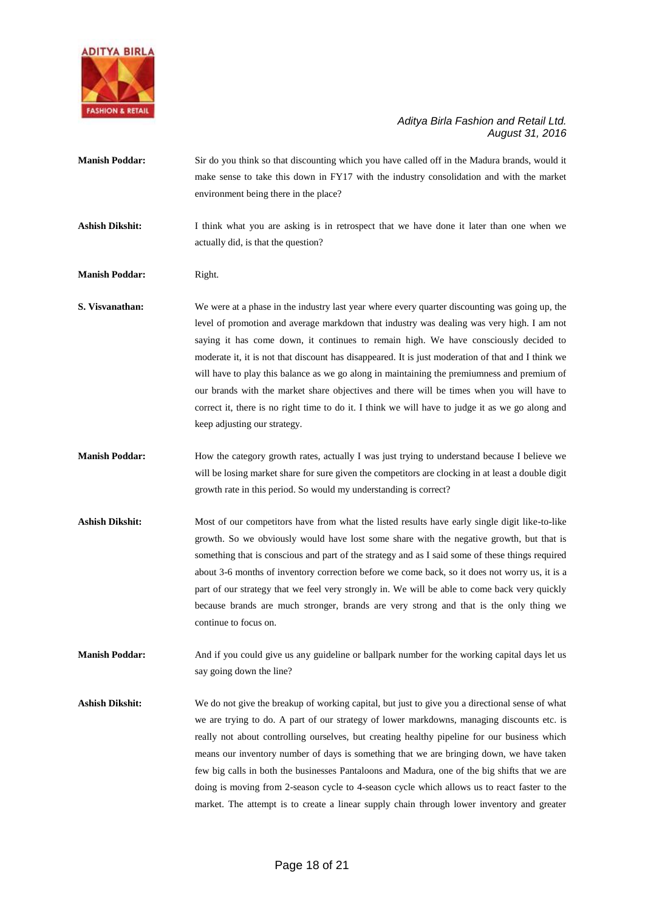**Manish Poddar:** Sir do you think so that discounting which you have called off in the Madura brands, would it make sense to take this down in FY17 with the industry consolidation and with the market environment being there in the place?

**Ashish Dikshit:** I think what you are asking is in retrospect that we have done it later than one when we actually did, is that the question?

**Manish Poddar:** Right.

**S. Visvanathan:** We were at a phase in the industry last year where every quarter discounting was going up, the level of promotion and average markdown that industry was dealing was very high. I am not saying it has come down, it continues to remain high. We have consciously decided to moderate it, it is not that discount has disappeared. It is just moderation of that and I think we will have to play this balance as we go along in maintaining the premiumness and premium of our brands with the market share objectives and there will be times when you will have to correct it, there is no right time to do it. I think we will have to judge it as we go along and keep adjusting our strategy.

**Manish Poddar:** How the category growth rates, actually I was just trying to understand because I believe we will be losing market share for sure given the competitors are clocking in at least a double digit growth rate in this period. So would my understanding is correct?

**Ashish Dikshit:** Most of our competitors have from what the listed results have early single digit like-to-like growth. So we obviously would have lost some share with the negative growth, but that is something that is conscious and part of the strategy and as I said some of these things required about 3-6 months of inventory correction before we come back, so it does not worry us, it is a part of our strategy that we feel very strongly in. We will be able to come back very quickly because brands are much stronger, brands are very strong and that is the only thing we continue to focus on.

**Manish Poddar:** And if you could give us any guideline or ballpark number for the working capital days let us say going down the line?

**Ashish Dikshit:** We do not give the breakup of working capital, but just to give you a directional sense of what we are trying to do. A part of our strategy of lower markdowns, managing discounts etc. is really not about controlling ourselves, but creating healthy pipeline for our business which means our inventory number of days is something that we are bringing down, we have taken few big calls in both the businesses Pantaloons and Madura, one of the big shifts that we are doing is moving from 2-season cycle to 4-season cycle which allows us to react faster to the market. The attempt is to create a linear supply chain through lower inventory and greater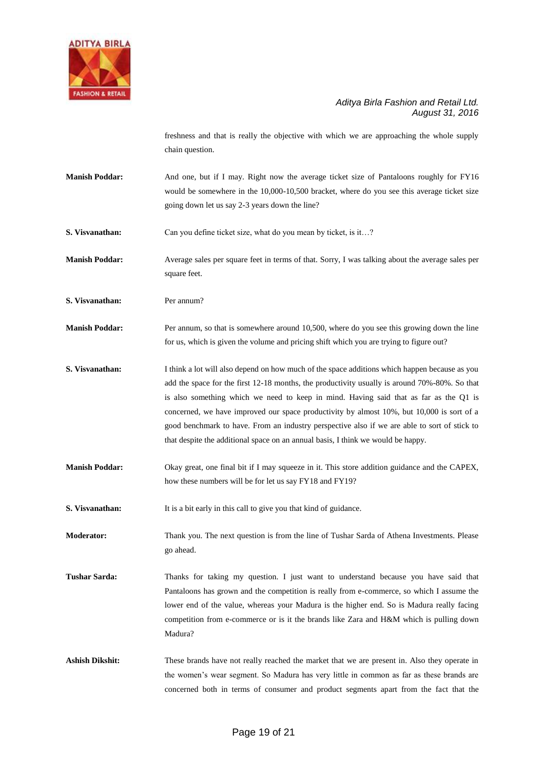freshness and that is really the objective with which we are approaching the whole supply chain question.

**Manish Poddar:** And one, but if I may. Right now the average ticket size of Pantaloons roughly for FY16 would be somewhere in the 10,000-10,500 bracket, where do you see this average ticket size going down let us say 2-3 years down the line?

**S. Visvanathan:** Can you define ticket size, what do you mean by ticket, is it…?

**Manish Poddar:** Average sales per square feet in terms of that. Sorry, I was talking about the average sales per square feet.

**S. Visvanathan:** Per annum?

**Manish Poddar:** Per annum, so that is somewhere around 10,500, where do you see this growing down the line for us, which is given the volume and pricing shift which you are trying to figure out?

**S. Visvanathan:** I think a lot will also depend on how much of the space additions which happen because as you add the space for the first 12-18 months, the productivity usually is around 70%-80%. So that is also something which we need to keep in mind. Having said that as far as the Q1 is concerned, we have improved our space productivity by almost 10%, but 10,000 is sort of a good benchmark to have. From an industry perspective also if we are able to sort of stick to that despite the additional space on an annual basis, I think we would be happy.

**Manish Poddar:** Okay great, one final bit if I may squeeze in it. This store addition guidance and the CAPEX, how these numbers will be for let us say FY18 and FY19?

**S. Visvanathan:** It is a bit early in this call to give you that kind of guidance.

**Moderator:** Thank you. The next question is from the line of Tushar Sarda of Athena Investments. Please go ahead.

**Tushar Sarda:** Thanks for taking my question. I just want to understand because you have said that Pantaloons has grown and the competition is really from e-commerce, so which I assume the lower end of the value, whereas your Madura is the higher end. So is Madura really facing competition from e-commerce or is it the brands like Zara and H&M which is pulling down Madura?

**Ashish Dikshit:** These brands have not really reached the market that we are present in. Also they operate in the women's wear segment. So Madura has very little in common as far as these brands are concerned both in terms of consumer and product segments apart from the fact that the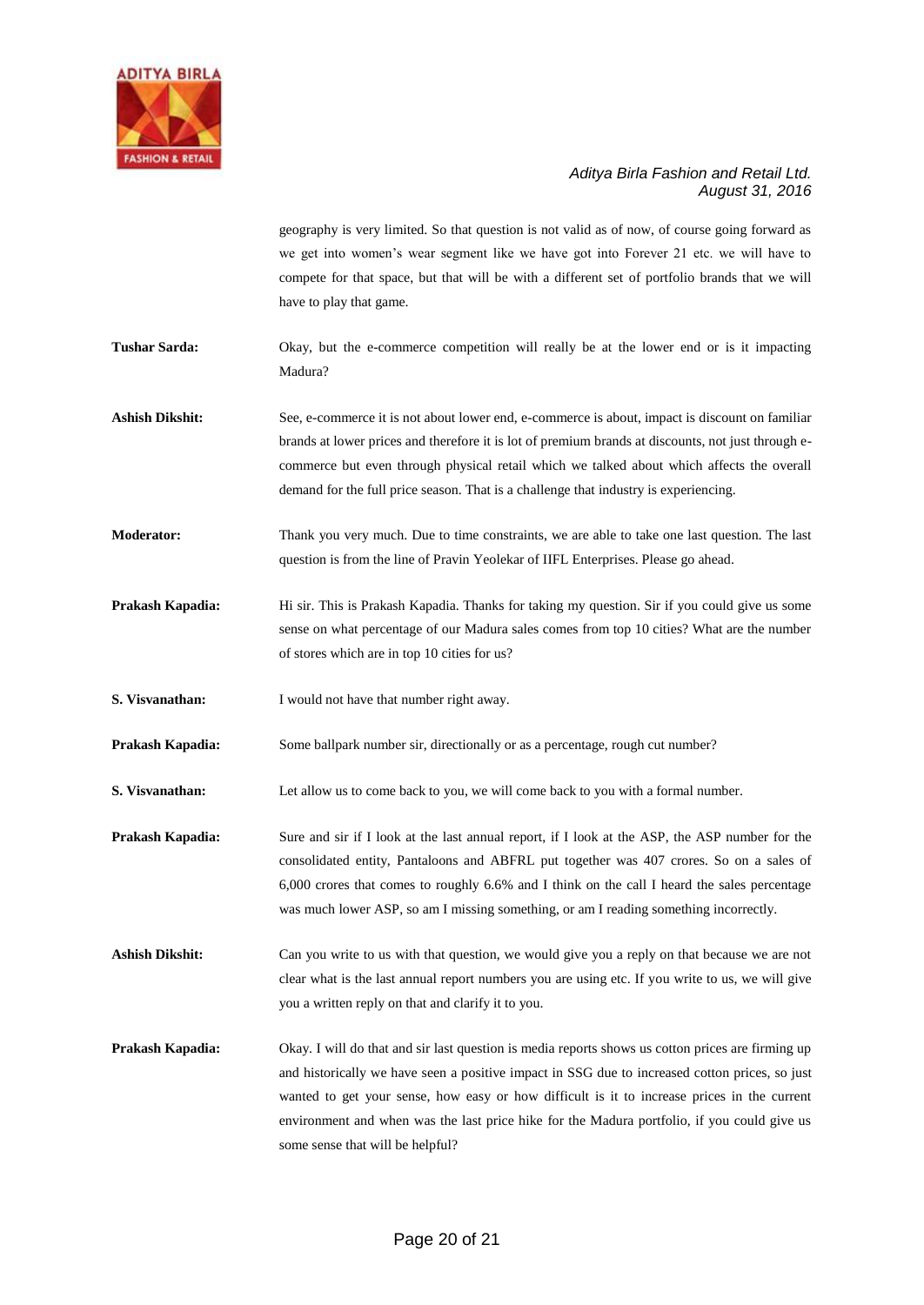geography is very limited. So that question is not valid as of now, of course going forward as we get into women's wear segment like we have got into Forever 21 etc. we will have to compete for that space, but that will be with a different set of portfolio brands that we will have to play that game.

**Tushar Sarda:** Okay, but the e-commerce competition will really be at the lower end or is it impacting Madura?

**Ashish Dikshit:** See, e-commerce it is not about lower end, e-commerce is about, impact is discount on familiar brands at lower prices and therefore it is lot of premium brands at discounts, not just through e-commerce but even through physical retail which we talked about which affects the overall demand for the full price season. That is a challenge that industry is experiencing.

**Moderator:** Thank you very much. Due to time constraints, we are able to take one last question. The last question is from the line of Pravin Yeolekar of IIFL Enterprises. Please go ahead.

**Prakash Kapadia:** Hi sir. This is Prakash Kapadia. Thanks for taking my question. Sir if you could give us some sense on what percentage of our Madura sales comes from top 10 cities? What are the number of stores which are in top 10 cities for us?

**S. Visvanathan:** I would not have that number right away.

**Prakash Kapadia:** Some ballpark number sir, directionally or as a percentage, rough cut number?

**S. Visvanathan:** Let allow us to come back to you, we will come back to you with a formal number.

**Prakash Kapadia:** Sure and sir if I look at the last annual report, if I look at the ASP, the ASP number for the consolidated entity, Pantaloons and ABFRL put together was 407 crores. So on a sales of 6,000 crores that comes to roughly 6.6% and I think on the call I heard the sales percentage was much lower ASP, so am I missing something, or am I reading something incorrectly.

**Ashish Dikshit:** Can you write to us with that question, we would give you a reply on that because we are not clear what is the last annual report numbers you are using etc. If you write to us, we will give you a written reply on that and clarify it to you.

**Prakash Kapadia:** Okay. I will do that and sir last question is media reports shows us cotton prices are firming up and historically we have seen a positive impact in SSG due to increased cotton prices, so just wanted to get your sense, how easy or how difficult is it to increase prices in the current environment and when was the last price hike for the Madura portfolio, if you could give us some sense that will be helpful?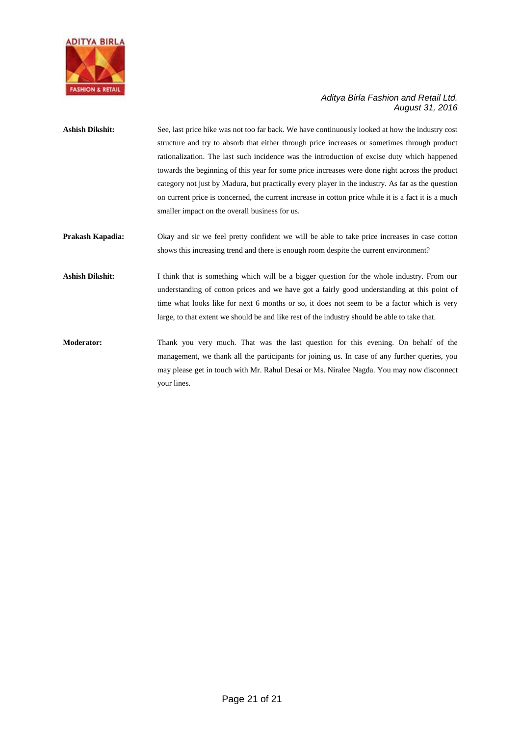**Ashish Dikshit:** See, last price hike was not too far back. We have continuously looked at how the industry cost structure and try to absorb that either through price increases or sometimes through product rationalization. The last such incidence was the introduction of excise duty which happened towards the beginning of this year for some price increases were done right across the product category not just by Madura, but practically every player in the industry. As far as the question on current price is concerned, the current increase in cotton price while it is a fact it is a much smaller impact on the overall business for us.

**Prakash Kapadia:** Okay and sir we feel pretty confident we will be able to take price increases in case cotton shows this increasing trend and there is enough room despite the current environment?

**Ashish Dikshit:** I think that is something which will be a bigger question for the whole industry. From our understanding of cotton prices and we have got a fairly good understanding at this point of time what looks like for next 6 months or so, it does not seem to be a factor which is very large, to that extent we should be and like rest of the industry should be able to take that.

**Moderator:** Thank you very much. That was the last question for this evening. On behalf of the management, we thank all the participants for joining us. In case of any further queries, you may please get in touch with Mr. Rahul Desai or Ms. Niralee Nagda. You may now disconnect your lines.